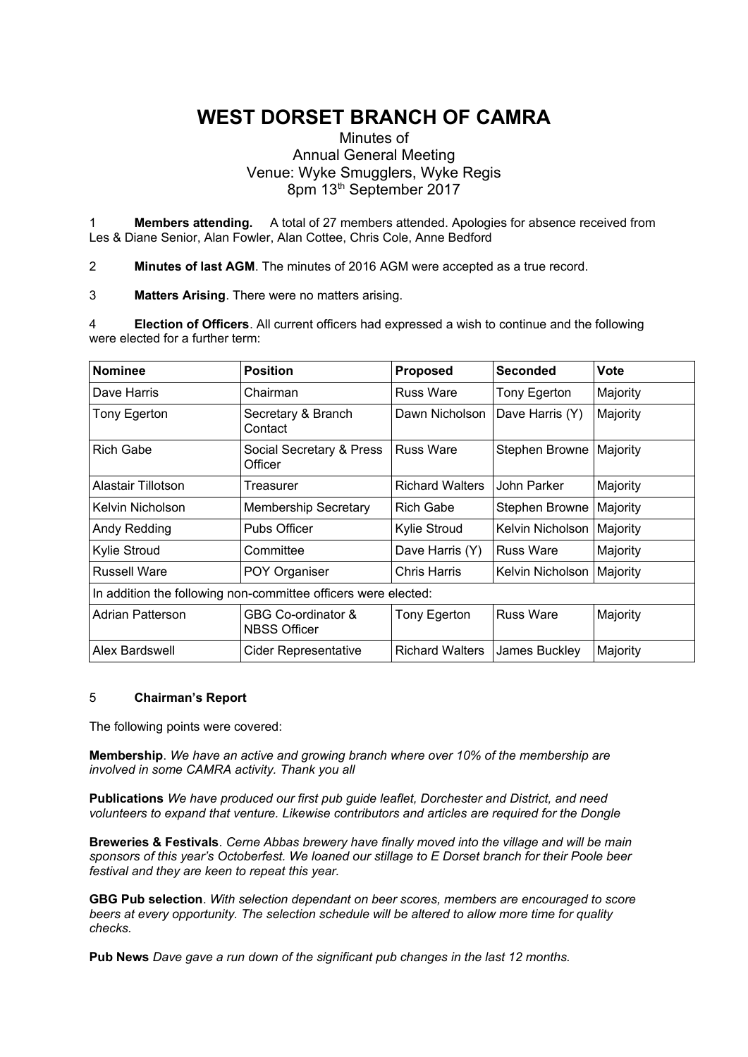# WEST DORSET BRANCH OF CAMRA

Minutes of
Annual General Meeting
Venue: Wyke Smugglers, Wyke Regis
8pm 13th September 2017

1 **Members attending.** A total of 27 members attended. Apologies for absence received from Les & Diane Senior, Alan Fowler, Alan Cottee, Chris Cole, Anne Bedford

2 **Minutes of last AGM**. The minutes of 2016 AGM were accepted as a true record.

3 **Matters Arising**. There were no matters arising.

4 **Election of Officers**. All current officers had expressed a wish to continue and the following were elected for a further term:

| Nominee | Position | Proposed | Seconded | Vote |
|---|---|---|---|---|
| Dave Harris | Chairman | Russ Ware | Tony Egerton | Majority |
| Tony Egerton | Secretary & Branch Contact | Dawn Nicholson | Dave Harris (Y) | Majority |
| Rich Gabe | Social Secretary & Press Officer | Russ Ware | Stephen Browne | Majority |
| Alastair Tillotson | Treasurer | Richard Walters | John Parker | Majority |
| Kelvin Nicholson | Membership Secretary | Rich Gabe | Stephen Browne | Majority |
| Andy Redding | Pubs Officer | Kylie Stroud | Kelvin Nicholson | Majority |
| Kylie Stroud | Committee | Dave Harris (Y) | Russ Ware | Majority |
| Russell Ware | POY Organiser | Chris Harris | Kelvin Nicholson | Majority |
| In addition the following non-committee officers were elected: | | | | |
| Adrian Patterson | GBG Co-ordinator & NBSS Officer | Tony Egerton | Russ Ware | Majority |
| Alex Bardswell | Cider Representative | Richard Walters | James Buckley | Majority |

5 **Chairman's Report**

The following points were covered:

**Membership**. *We have an active and growing branch where over 10% of the membership are involved in some CAMRA activity. Thank you all*

**Publications** *We have produced our first pub guide leaflet, Dorchester and District, and need volunteers to expand that venture. Likewise contributors and articles are required for the Dongle*

**Breweries & Festivals**. *Cerne Abbas brewery have finally moved into the village and will be main sponsors of this year's Octoberfest. We loaned our stillage to E Dorset branch for their Poole beer festival and they are keen to repeat this year.*

**GBG Pub selection**. *With selection dependant on beer scores, members are encouraged to score beers at every opportunity. The selection schedule will be altered to allow more time for quality checks.*

**Pub News** *Dave gave a run down of the significant pub changes in the last 12 months.*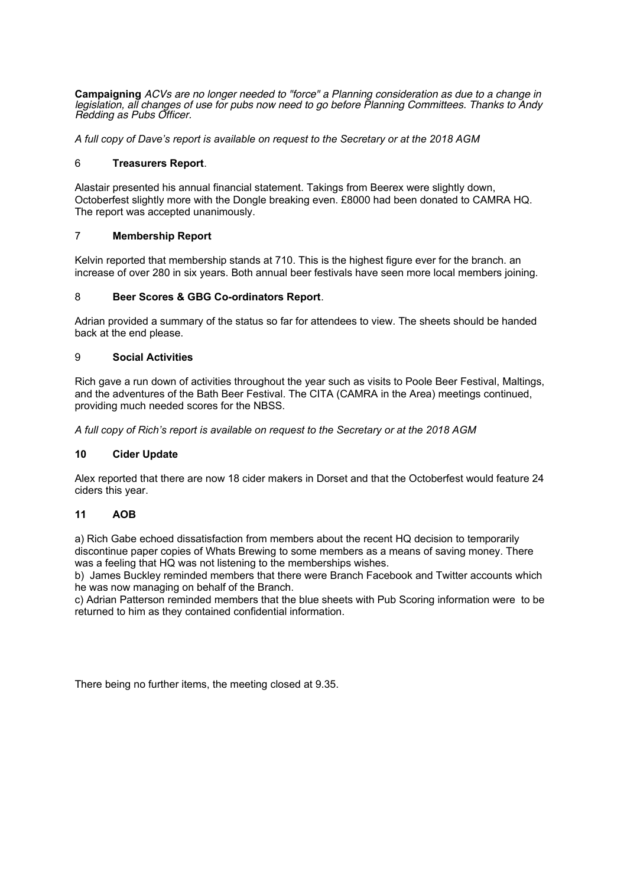**Campaigning** *ACVs are no longer needed to "force" a Planning consideration as due to a change in legislation, all changes of use for pubs now need to go before Planning Committees. Thanks to Andy Redding as Pubs Officer.*

*A full copy of Dave's report is available on request to the Secretary or at the 2018 AGM*

## 6 **Treasurers Report**.

Alastair presented his annual financial statement. Takings from Beerex were slightly down, Octoberfest slightly more with the Dongle breaking even. £8000 had been donated to CAMRA HQ. The report was accepted unanimously.

## 7 **Membership Report**

Kelvin reported that membership stands at 710. This is the highest figure ever for the branch. an increase of over 280 in six years. Both annual beer festivals have seen more local members joining.

## 8 **Beer Scores & GBG Co-ordinators Report**.

Adrian provided a summary of the status so far for attendees to view. The sheets should be handed back at the end please.

## 9 **Social Activities**

Rich gave a run down of activities throughout the year such as visits to Poole Beer Festival, Maltings, and the adventures of the Bath Beer Festival. The CITA (CAMRA in the Area) meetings continued, providing much needed scores for the NBSS.

*A full copy of Rich's report is available on request to the Secretary or at the 2018 AGM*

## **10 Cider Update**

Alex reported that there are now 18 cider makers in Dorset and that the Octoberfest would feature 24 ciders this year.

## **11 AOB**

a) Rich Gabe echoed dissatisfaction from members about the recent HQ decision to temporarily discontinue paper copies of Whats Brewing to some members as a means of saving money. There was a feeling that HQ was not listening to the memberships wishes.
b) James Buckley reminded members that there were Branch Facebook and Twitter accounts which he was now managing on behalf of the Branch.
c) Adrian Patterson reminded members that the blue sheets with Pub Scoring information were to be returned to him as they contained confidential information.

There being no further items, the meeting closed at 9.35.